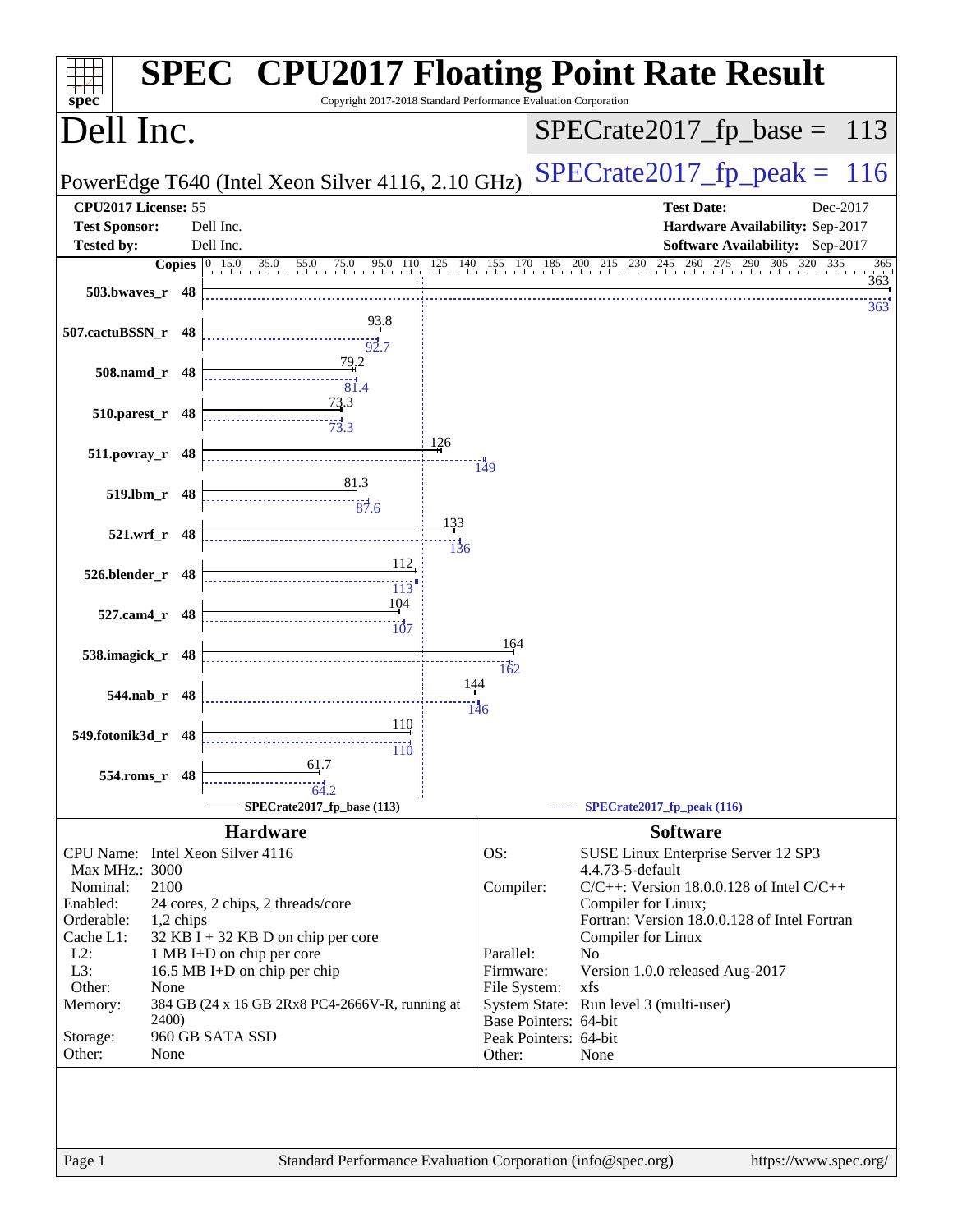# SPEC CPU2017 Floating Point Rate Result

Copyright 2017-2018 Standard Performance Evaluation Corporation

## Dell Inc.

PowerEdge T640 (Intel Xeon Silver 4116, 2.10 GHz)

SPECrate2017_fp_base = 113

SPECrate2017_fp_peak = 116

**CPU2017 License:** 55
**Test Sponsor:** Dell Inc.
**Tested by:** Dell Inc.

**Test Date:** Dec-2017
**Hardware Availability:** Sep-2017
**Software Availability:** Sep-2017

| Benchmark | Copies | Base | Peak |
|---|---|---|---|
| 503.bwaves_r | 48 | 363 | 363 |
| 507.cactuBSSN_r | 48 | 93.8 | 92.7 |
| 508.namd_r | 48 | 79.2 | 81.4 |
| 510.parest_r | 48 | 73.3 | 73.3 |
| 511.povray_r | 48 | 126 | 149 |
| 519.lbm_r | 48 | 81.3 | 87.6 |
| 521.wrf_r | 48 | 133 | 136 |
| 526.blender_r | 48 | 112 | 113 |
| 527.cam4_r | 48 | 104 | 107 |
| 538.imagick_r | 48 | 164 | 162 |
| 544.nab_r | 48 | 144 | 146 |
| 549.fotonik3d_r | 48 | 110 | 110 |
| 554.roms_r | 48 | 61.7 | 64.2 |

SPECrate2017_fp_base (113) — SPECrate2017_fp_peak (116)

### Hardware

| | |
|---|---|
| CPU Name: | Intel Xeon Silver 4116 |
| Max MHz.: | 3000 |
| Nominal: | 2100 |
| Enabled: | 24 cores, 2 chips, 2 threads/core |
| Orderable: | 1,2 chips |
| Cache L1: | 32 KB I + 32 KB D on chip per core |
| L2: | 1 MB I+D on chip per core |
| L3: | 16.5 MB I+D on chip per chip |
| Other: | None |
| Memory: | 384 GB (24 x 16 GB 2Rx8 PC4-2666V-R, running at 2400) |
| Storage: | 960 GB SATA SSD |
| Other: | None |

### Software

| | |
|---|---|
| OS: | SUSE Linux Enterprise Server 12 SP3 4.4.73-5-default |
| Compiler: | C/C++: Version 18.0.0.128 of Intel C/C++ Compiler for Linux; Fortran: Version 18.0.0.128 of Intel Fortran Compiler for Linux |
| Parallel: | No |
| Firmware: | Version 1.0.0 released Aug-2017 |
| File System: | xfs |
| System State: | Run level 3 (multi-user) |
| Base Pointers: | 64-bit |
| Peak Pointers: | 64-bit |
| Other: | None |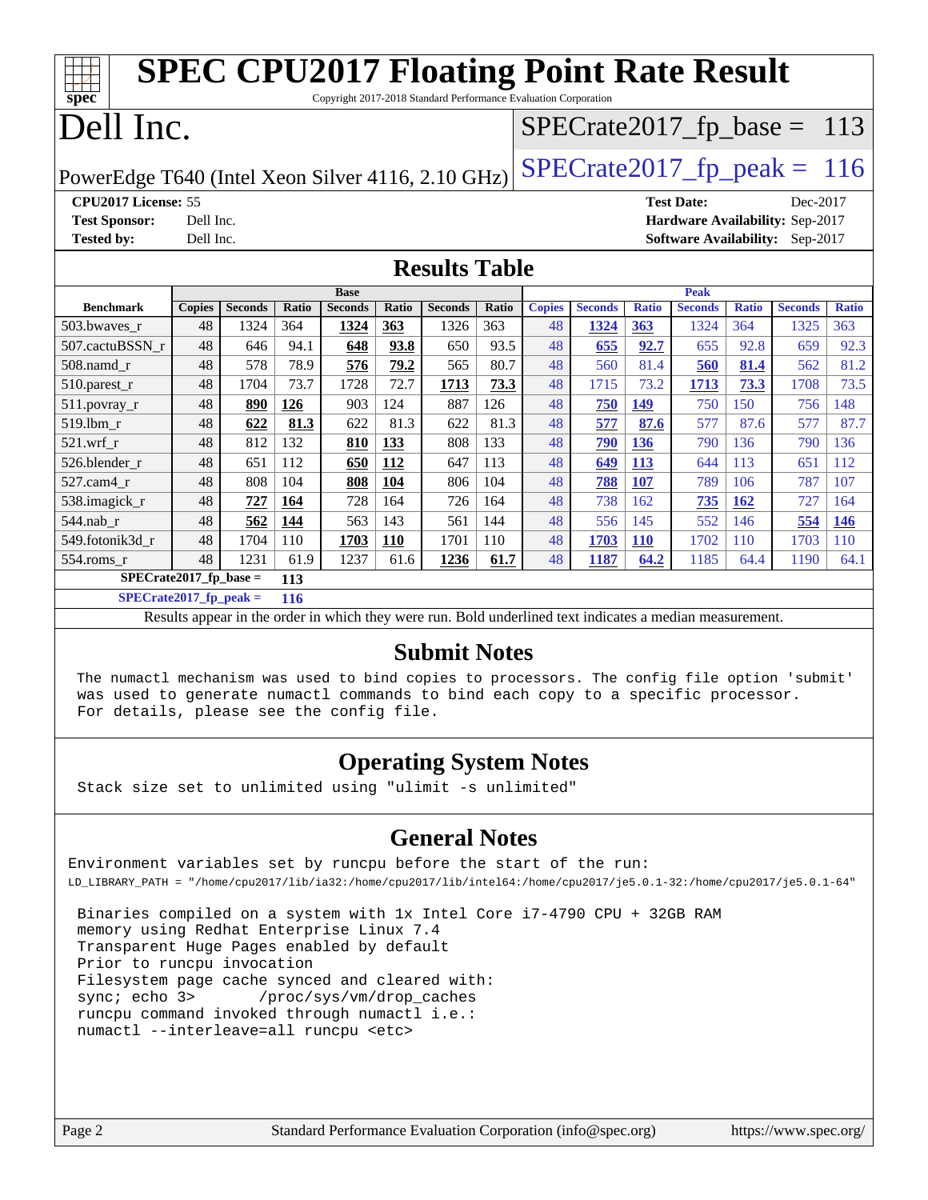# SPEC CPU2017 Floating Point Rate Result

Copyright 2017-2018 Standard Performance Evaluation Corporation

## Dell Inc.

PowerEdge T640 (Intel Xeon Silver 4116, 2.10 GHz)

SPECrate2017_fp_base = 113

SPECrate2017_fp_peak = 116

**CPU2017 License:** 55
**Test Sponsor:** Dell Inc.
**Tested by:** Dell Inc.

**Test Date:** Dec-2017
**Hardware Availability:** Sep-2017
**Software Availability:** Sep-2017

## Results Table

| Benchmark | Base | | | | | | | Peak | | | | | | |
|---|---|---|---|---|---|---|---|---|---|---|---|---|---|---|
| | Copies | Seconds | Ratio | Seconds | Ratio | Seconds | Ratio | Copies | Seconds | Ratio | Seconds | Ratio | Seconds | Ratio |
| 503.bwaves_r | 48 | 1324 | 364 | **1324** | **363** | 1326 | 363 | 48 | **1324** | **363** | 1324 | 364 | 1325 | 363 |
| 507.cactuBSSN_r | 48 | 646 | 94.1 | **648** | **93.8** | 650 | 93.5 | 48 | **655** | **92.7** | 655 | 92.8 | 659 | 92.3 |
| 508.namd_r | 48 | 578 | 78.9 | **576** | **79.2** | 565 | 80.7 | 48 | 560 | 81.4 | **560** | **81.4** | 562 | 81.2 |
| 510.parest_r | 48 | 1704 | 73.7 | 1728 | 72.7 | **1713** | **73.3** | 48 | 1715 | 73.2 | **1713** | **73.3** | 1708 | 73.5 |
| 511.povray_r | 48 | **890** | **126** | 903 | 124 | 887 | 126 | 48 | **750** | **149** | 750 | 150 | 756 | 148 |
| 519.lbm_r | 48 | **622** | **81.3** | 622 | 81.3 | 622 | 81.3 | 48 | **577** | **87.6** | 577 | 87.6 | 577 | 87.7 |
| 521.wrf_r | 48 | 812 | 132 | **810** | **133** | 808 | 133 | 48 | **790** | **136** | 790 | 136 | 790 | 136 |
| 526.blender_r | 48 | 651 | 112 | **650** | **112** | 647 | 113 | 48 | **649** | **113** | 644 | 113 | 651 | 112 |
| 527.cam4_r | 48 | 808 | 104 | **808** | **104** | 806 | 104 | 48 | **788** | **107** | 789 | 106 | 787 | 107 |
| 538.imagick_r | 48 | **727** | **164** | 728 | 164 | 726 | 164 | 48 | 738 | 162 | **735** | **162** | 727 | 164 |
| 544.nab_r | 48 | **562** | **144** | 563 | 143 | 561 | 144 | 48 | 556 | 145 | 552 | 146 | **554** | **146** |
| 549.fotonik3d_r | 48 | 1704 | 110 | **1703** | **110** | 1701 | 110 | 48 | **1703** | **110** | 1702 | 110 | 1703 | 110 |
| 554.roms_r | 48 | 1231 | 61.9 | 1237 | 61.6 | **1236** | **61.7** | 48 | **1187** | **64.2** | 1185 | 64.4 | 1190 | 64.1 |

**SPECrate2017_fp_base = 113**

**SPECrate2017_fp_peak = 116**

Results appear in the order in which they were run. Bold underlined text indicates a median measurement.

## Submit Notes

The numactl mechanism was used to bind copies to processors. The config file option 'submit' was used to generate numactl commands to bind each copy to a specific processor. For details, please see the config file.

## Operating System Notes

Stack size set to unlimited using "ulimit -s unlimited"

## General Notes

Environment variables set by runcpu before the start of the run:
LD_LIBRARY_PATH = "/home/cpu2017/lib/ia32:/home/cpu2017/lib/intel64:/home/cpu2017/je5.0.1-32:/home/cpu2017/je5.0.1-64"

```
Binaries compiled on a system with 1x Intel Core i7-4790 CPU + 32GB RAM
memory using Redhat Enterprise Linux 7.4
Transparent Huge Pages enabled by default
Prior to runcpu invocation
Filesystem page cache synced and cleared with:
sync; echo 3>       /proc/sys/vm/drop_caches
runcpu command invoked through numactl i.e.:
numactl --interleave=all runcpu <etc>
```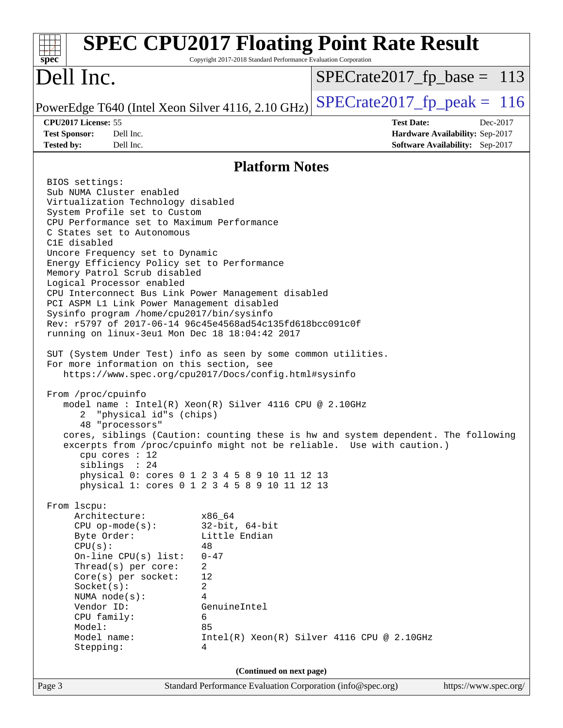## Platform Notes

```
BIOS settings:
Sub NUMA Cluster enabled
Virtualization Technology disabled
System Profile set to Custom
CPU Performance set to Maximum Performance
C States set to Autonomous
C1E disabled
Uncore Frequency set to Dynamic
Energy Efficiency Policy set to Performance
Memory Patrol Scrub disabled
Logical Processor enabled
CPU Interconnect Bus Link Power Management disabled
PCI ASPM L1 Link Power Management disabled
Sysinfo program /home/cpu2017/bin/sysinfo
Rev: r5797 of 2017-06-14 96c45e4568ad54c135fd618bcc091c0f
running on linux-3eu1 Mon Dec 18 18:04:42 2017

SUT (System Under Test) info as seen by some common utilities.
For more information on this section, see
   https://www.spec.org/cpu2017/Docs/config.html#sysinfo

From /proc/cpuinfo
   model name : Intel(R) Xeon(R) Silver 4116 CPU @ 2.10GHz
      2  "physical id"s (chips)
      48 "processors"
   cores, siblings (Caution: counting these is hw and system dependent. The following
   excerpts from /proc/cpuinfo might not be reliable.  Use with caution.)
      cpu cores : 12
      siblings  : 24
      physical 0: cores 0 1 2 3 4 5 8 9 10 11 12 13
      physical 1: cores 0 1 2 3 4 5 8 9 10 11 12 13

From lscpu:
     Architecture:          x86_64
     CPU op-mode(s):        32-bit, 64-bit
     Byte Order:            Little Endian
     CPU(s):                48
     On-line CPU(s) list:   0-47
     Thread(s) per core:    2
     Core(s) per socket:    12
     Socket(s):             2
     NUMA node(s):          4
     Vendor ID:             GenuineIntel
     CPU family:            6
     Model:                 85
     Model name:            Intel(R) Xeon(R) Silver 4116 CPU @ 2.10GHz
     Stepping:              4
```

(Continued on next page)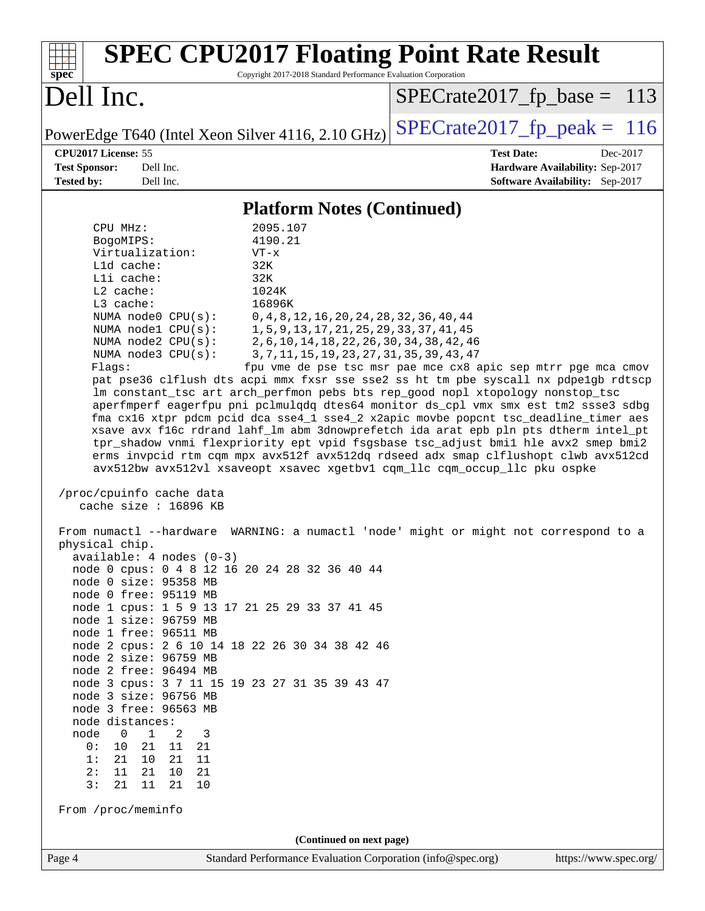# SPEC CPU2017 Floating Point Rate Result

Copyright 2017-2018 Standard Performance Evaluation Corporation

**Dell Inc.**

PowerEdge T640 (Intel Xeon Silver 4116, 2.10 GHz)

SPECrate2017_fp_base = 113

SPECrate2017_fp_peak = 116

**CPU2017 License:** 55
**Test Sponsor:** Dell Inc.
**Tested by:** Dell Inc.

**Test Date:** Dec-2017
**Hardware Availability:** Sep-2017
**Software Availability:** Sep-2017

## Platform Notes (Continued)

```
     CPU MHz:               2095.107
     BogoMIPS:              4190.21
     Virtualization:        VT-x
     L1d cache:             32K
     L1i cache:             32K
     L2 cache:              1024K
     L3 cache:              16896K
     NUMA node0 CPU(s):     0,4,8,12,16,20,24,28,32,36,40,44
     NUMA node1 CPU(s):     1,5,9,13,17,21,25,29,33,37,41,45
     NUMA node2 CPU(s):     2,6,10,14,18,22,26,30,34,38,42,46
     NUMA node3 CPU(s):     3,7,11,15,19,23,27,31,35,39,43,47
     Flags:                fpu vme de pse tsc msr pae mce cx8 apic sep mtrr pge mca cmov
     pat pse36 clflush dts acpi mmx fxsr sse sse2 ss ht tm pbe syscall nx pdpe1gb rdtscp
     lm constant_tsc art arch_perfmon pebs bts rep_good nopl xtopology nonstop_tsc
     aperfmperf eagerfpu pni pclmulqdq dtes64 monitor ds_cpl vmx smx est tm2 ssse3 sdbg
     fma cx16 xtpr pdcm pcid dca sse4_1 sse4_2 x2apic movbe popcnt tsc_deadline_timer aes
     xsave avx f16c rdrand lahf_lm abm 3dnowprefetch ida arat epb pln pts dtherm intel_pt
     tpr_shadow vnmi flexpriority ept vpid fsgsbase tsc_adjust bmi1 hle avx2 smep bmi2
     erms invpcid rtm cqm mpx avx512f avx512dq rdseed adx smap clflushopt clwb avx512cd
     avx512bw avx512vl xsaveopt xsavec xgetbv1 cqm_llc cqm_occup_llc pku ospke

 /proc/cpuinfo cache data
    cache size : 16896 KB

 From numactl --hardware  WARNING: a numactl 'node' might or might not correspond to a
 physical chip.
   available: 4 nodes (0-3)
   node 0 cpus: 0 4 8 12 16 20 24 28 32 36 40 44
   node 0 size: 95358 MB
   node 0 free: 95119 MB
   node 1 cpus: 1 5 9 13 17 21 25 29 33 37 41 45
   node 1 size: 96759 MB
   node 1 free: 96511 MB
   node 2 cpus: 2 6 10 14 18 22 26 30 34 38 42 46
   node 2 size: 96759 MB
   node 2 free: 96494 MB
   node 3 cpus: 3 7 11 15 19 23 27 31 35 39 43 47
   node 3 size: 96756 MB
   node 3 free: 96563 MB
   node distances:
   node   0   1   2   3
     0:  10  21  11  21
     1:  21  10  21  11
     2:  11  21  10  21
     3:  21  11  21  10

 From /proc/meminfo
```

(Continued on next page)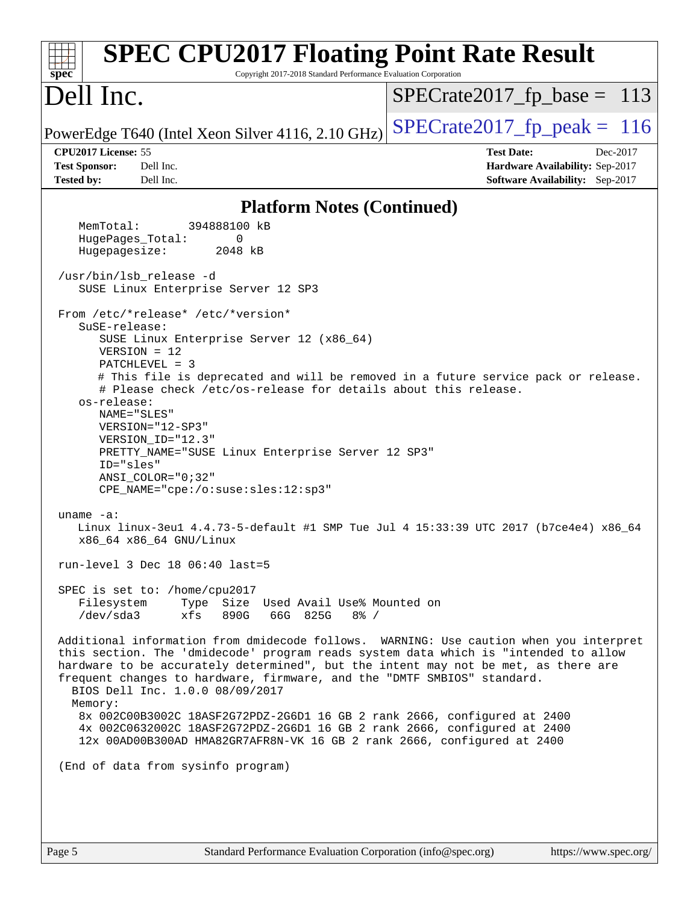# SPEC CPU2017 Floating Point Rate Result

Copyright 2017-2018 Standard Performance Evaluation Corporation

# Dell Inc.

PowerEdge T640 (Intel Xeon Silver 4116, 2.10 GHz)

SPECrate2017_fp_base = 113

SPECrate2017_fp_peak = 116

**CPU2017 License:** 55
**Test Sponsor:** Dell Inc.
**Tested by:** Dell Inc.

**Test Date:** Dec-2017
**Hardware Availability:** Sep-2017
**Software Availability:** Sep-2017

## Platform Notes (Continued)

```
    MemTotal:       394888100 kB
    HugePages_Total:       0
    Hugepagesize:       2048 kB

 /usr/bin/lsb_release -d
    SUSE Linux Enterprise Server 12 SP3

 From /etc/*release* /etc/*version*
    SuSE-release:
       SUSE Linux Enterprise Server 12 (x86_64)
       VERSION = 12
       PATCHLEVEL = 3
       # This file is deprecated and will be removed in a future service pack or release.
       # Please check /etc/os-release for details about this release.
    os-release:
       NAME="SLES"
       VERSION="12-SP3"
       VERSION_ID="12.3"
       PRETTY_NAME="SUSE Linux Enterprise Server 12 SP3"
       ID="sles"
       ANSI_COLOR="0;32"
       CPE_NAME="cpe:/o:suse:sles:12:sp3"

 uname -a:
    Linux linux-3eu1 4.4.73-5-default #1 SMP Tue Jul 4 15:33:39 UTC 2017 (b7ce4e4) x86_64
    x86_64 x86_64 GNU/Linux

 run-level 3 Dec 18 06:40 last=5

 SPEC is set to: /home/cpu2017
    Filesystem     Type  Size  Used Avail Use% Mounted on
    /dev/sda3      xfs   890G   66G  825G   8% /

 Additional information from dmidecode follows.  WARNING: Use caution when you interpret
 this section. The 'dmidecode' program reads system data which is "intended to allow
 hardware to be accurately determined", but the intent may not be met, as there are
 frequent changes to hardware, firmware, and the "DMTF SMBIOS" standard.
   BIOS Dell Inc. 1.0.0 08/09/2017
   Memory:
    8x 002C00B3002C 18ASF2G72PDZ-2G6D1 16 GB 2 rank 2666, configured at 2400
    4x 002C0632002C 18ASF2G72PDZ-2G6D1 16 GB 2 rank 2666, configured at 2400
    12x 00AD00B300AD HMA82GR7AFR8N-VK 16 GB 2 rank 2666, configured at 2400

 (End of data from sysinfo program)
```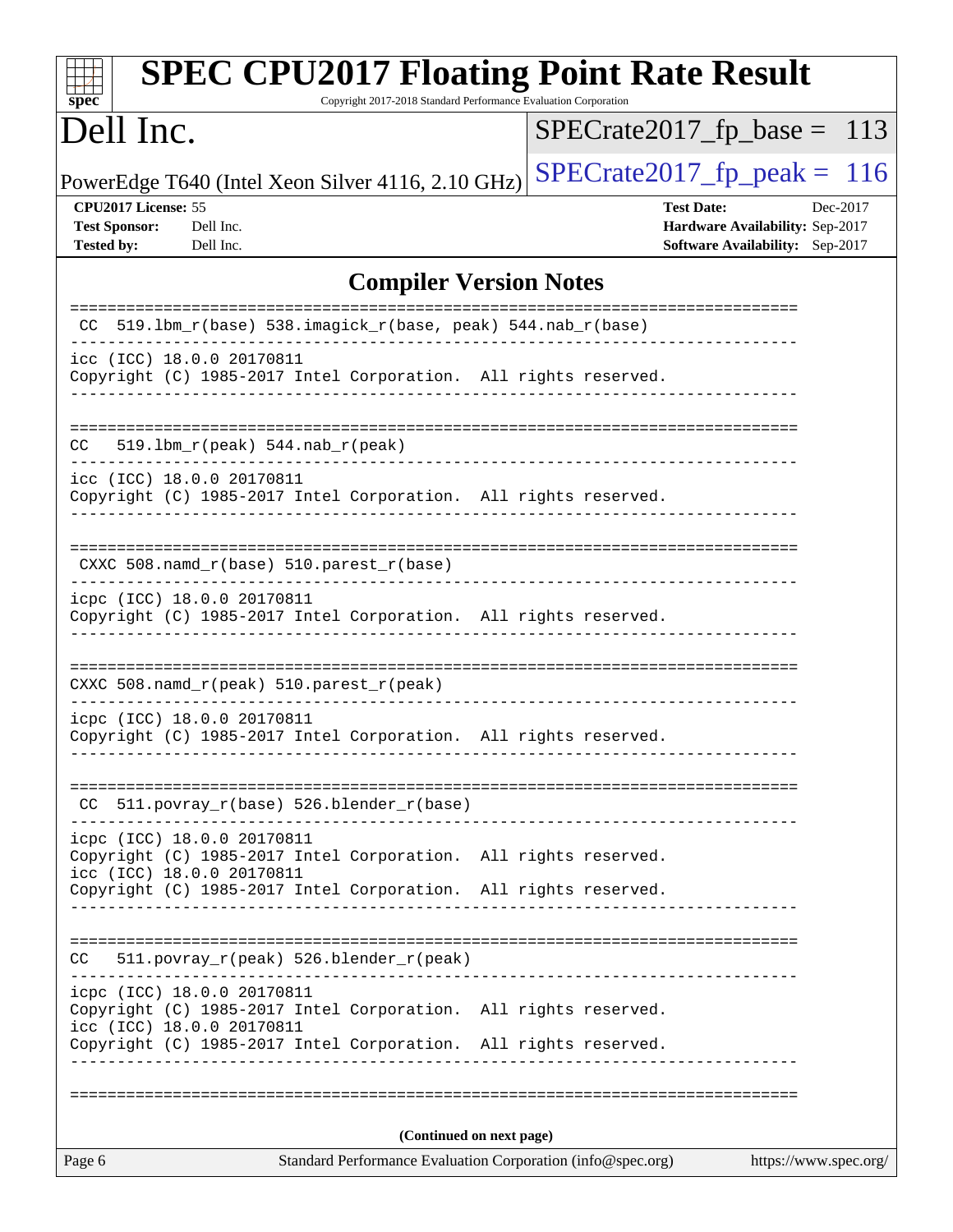# SPEC CPU2017 Floating Point Rate Result

Copyright 2017-2018 Standard Performance Evaluation Corporation

# Dell Inc.

PowerEdge T640 (Intel Xeon Silver 4116, 2.10 GHz)

SPECrate2017_fp_base = 113

SPECrate2017_fp_peak = 116

**CPU2017 License:** 55
**Test Sponsor:** Dell Inc.
**Tested by:** Dell Inc.

**Test Date:** Dec-2017
**Hardware Availability:** Sep-2017
**Software Availability:** Sep-2017

## Compiler Version Notes

```
==============================================================================
 CC  519.lbm_r(base) 538.imagick_r(base, peak) 544.nab_r(base)
------------------------------------------------------------------------------
icc (ICC) 18.0.0 20170811
Copyright (C) 1985-2017 Intel Corporation.  All rights reserved.
------------------------------------------------------------------------------

==============================================================================
CC   519.lbm_r(peak) 544.nab_r(peak)
------------------------------------------------------------------------------
icc (ICC) 18.0.0 20170811
Copyright (C) 1985-2017 Intel Corporation.  All rights reserved.
------------------------------------------------------------------------------

==============================================================================
 CXXC 508.namd_r(base) 510.parest_r(base)
------------------------------------------------------------------------------
icpc (ICC) 18.0.0 20170811
Copyright (C) 1985-2017 Intel Corporation.  All rights reserved.
------------------------------------------------------------------------------

==============================================================================
CXXC 508.namd_r(peak) 510.parest_r(peak)
------------------------------------------------------------------------------
icpc (ICC) 18.0.0 20170811
Copyright (C) 1985-2017 Intel Corporation.  All rights reserved.
------------------------------------------------------------------------------

==============================================================================
 CC  511.povray_r(base) 526.blender_r(base)
------------------------------------------------------------------------------
icpc (ICC) 18.0.0 20170811
Copyright (C) 1985-2017 Intel Corporation.  All rights reserved.
icc (ICC) 18.0.0 20170811
Copyright (C) 1985-2017 Intel Corporation.  All rights reserved.
------------------------------------------------------------------------------

==============================================================================
CC   511.povray_r(peak) 526.blender_r(peak)
------------------------------------------------------------------------------
icpc (ICC) 18.0.0 20170811
Copyright (C) 1985-2017 Intel Corporation.  All rights reserved.
icc (ICC) 18.0.0 20170811
Copyright (C) 1985-2017 Intel Corporation.  All rights reserved.
------------------------------------------------------------------------------

==============================================================================
```

(Continued on next page)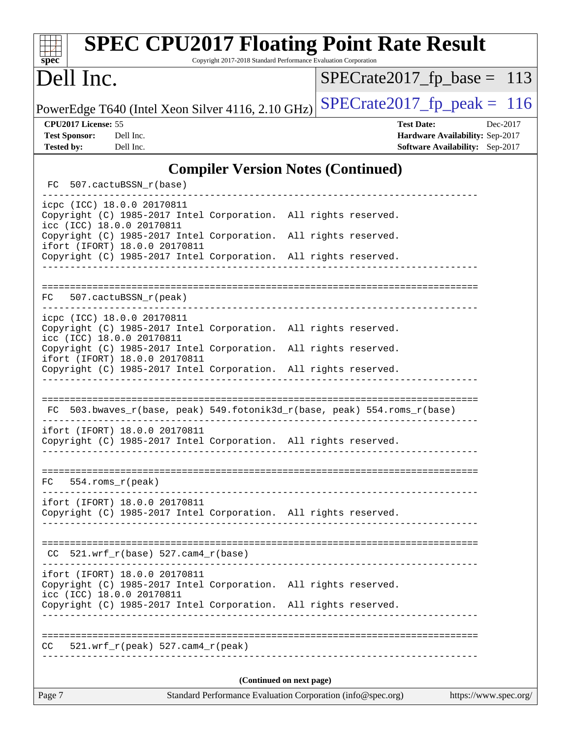## Compiler Version Notes (Continued)

```
FC  507.cactuBSSN_r(base)
------------------------------------------------------------------------------
icpc (ICC) 18.0.0 20170811
Copyright (C) 1985-2017 Intel Corporation.  All rights reserved.
icc (ICC) 18.0.0 20170811
Copyright (C) 1985-2017 Intel Corporation.  All rights reserved.
ifort (IFORT) 18.0.0 20170811
Copyright (C) 1985-2017 Intel Corporation.  All rights reserved.
------------------------------------------------------------------------------

==============================================================================
FC  507.cactuBSSN_r(peak)
------------------------------------------------------------------------------
icpc (ICC) 18.0.0 20170811
Copyright (C) 1985-2017 Intel Corporation.  All rights reserved.
icc (ICC) 18.0.0 20170811
Copyright (C) 1985-2017 Intel Corporation.  All rights reserved.
ifort (IFORT) 18.0.0 20170811
Copyright (C) 1985-2017 Intel Corporation.  All rights reserved.
------------------------------------------------------------------------------

==============================================================================
FC  503.bwaves_r(base, peak) 549.fotonik3d_r(base, peak) 554.roms_r(base)
------------------------------------------------------------------------------
ifort (IFORT) 18.0.0 20170811
Copyright (C) 1985-2017 Intel Corporation.  All rights reserved.
------------------------------------------------------------------------------

==============================================================================
FC  554.roms_r(peak)
------------------------------------------------------------------------------
ifort (IFORT) 18.0.0 20170811
Copyright (C) 1985-2017 Intel Corporation.  All rights reserved.
------------------------------------------------------------------------------

==============================================================================
CC  521.wrf_r(base) 527.cam4_r(base)
------------------------------------------------------------------------------
ifort (IFORT) 18.0.0 20170811
Copyright (C) 1985-2017 Intel Corporation.  All rights reserved.
icc (ICC) 18.0.0 20170811
Copyright (C) 1985-2017 Intel Corporation.  All rights reserved.
------------------------------------------------------------------------------

==============================================================================
CC  521.wrf_r(peak) 527.cam4_r(peak)
------------------------------------------------------------------------------
```

**(Continued on next page)**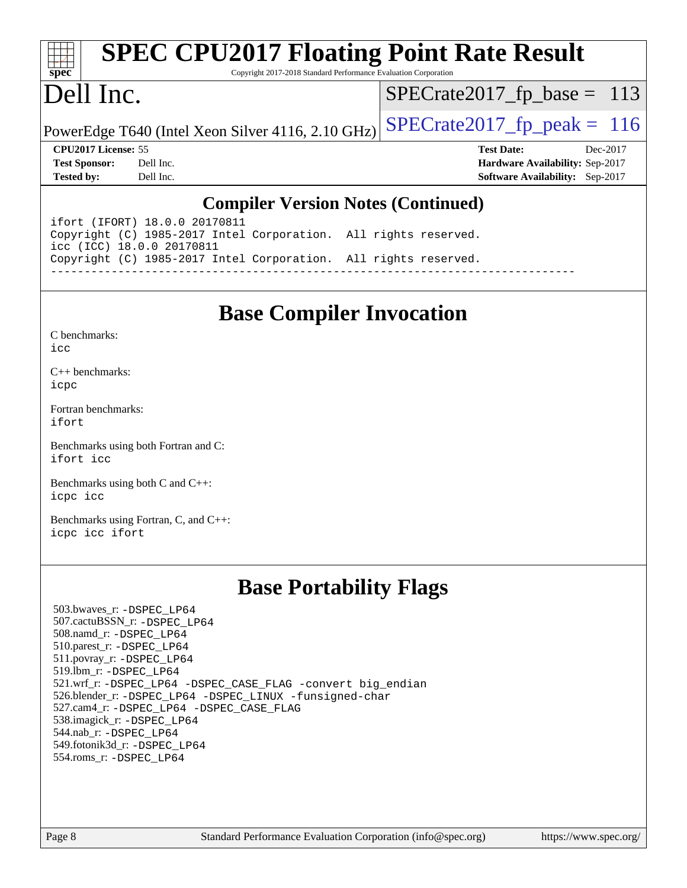# SPEC CPU2017 Floating Point Rate Result

Copyright 2017-2018 Standard Performance Evaluation Corporation

# Dell Inc.

PowerEdge T640 (Intel Xeon Silver 4116, 2.10 GHz)

SPECrate2017_fp_base = 113

SPECrate2017_fp_peak = 116

**CPU2017 License:** 55
**Test Sponsor:** Dell Inc.
**Tested by:** Dell Inc.

**Test Date:** Dec-2017
**Hardware Availability:** Sep-2017
**Software Availability:** Sep-2017

## Compiler Version Notes (Continued)

```
ifort (IFORT) 18.0.0 20170811
Copyright (C) 1985-2017 Intel Corporation.  All rights reserved.
icc (ICC) 18.0.0 20170811
Copyright (C) 1985-2017 Intel Corporation.  All rights reserved.
------------------------------------------------------------------------------
```

## Base Compiler Invocation

C benchmarks:
`icc`

C++ benchmarks:
`icpc`

Fortran benchmarks:
`ifort`

Benchmarks using both Fortran and C:
`ifort icc`

Benchmarks using both C and C++:
`icpc icc`

Benchmarks using Fortran, C, and C++:
`icpc icc ifort`

## Base Portability Flags

503.bwaves_r: `-DSPEC_LP64`
507.cactuBSSN_r: `-DSPEC_LP64`
508.namd_r: `-DSPEC_LP64`
510.parest_r: `-DSPEC_LP64`
511.povray_r: `-DSPEC_LP64`
519.lbm_r: `-DSPEC_LP64`
521.wrf_r: `-DSPEC_LP64 -DSPEC_CASE_FLAG -convert big_endian`
526.blender_r: `-DSPEC_LP64 -DSPEC_LINUX -funsigned-char`
527.cam4_r: `-DSPEC_LP64 -DSPEC_CASE_FLAG`
538.imagick_r: `-DSPEC_LP64`
544.nab_r: `-DSPEC_LP64`
549.fotonik3d_r: `-DSPEC_LP64`
554.roms_r: `-DSPEC_LP64`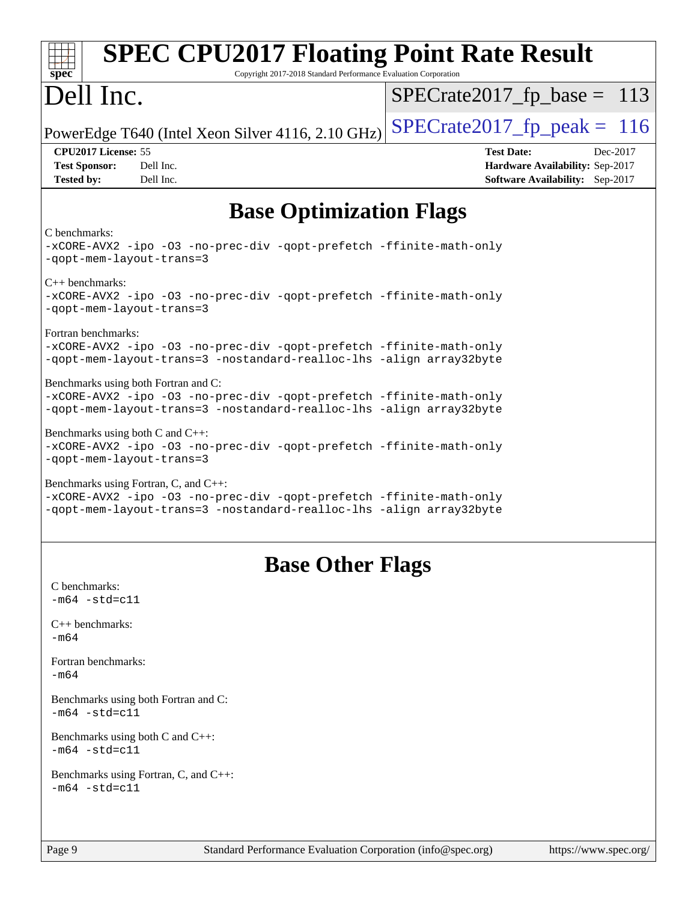# Base Optimization Flags

C benchmarks:
-xCORE-AVX2 -ipo -O3 -no-prec-div -qopt-prefetch -ffinite-math-only
-qopt-mem-layout-trans=3

C++ benchmarks:
-xCORE-AVX2 -ipo -O3 -no-prec-div -qopt-prefetch -ffinite-math-only
-qopt-mem-layout-trans=3

Fortran benchmarks:
-xCORE-AVX2 -ipo -O3 -no-prec-div -qopt-prefetch -ffinite-math-only
-qopt-mem-layout-trans=3 -nostandard-realloc-lhs -align array32byte

Benchmarks using both Fortran and C:
-xCORE-AVX2 -ipo -O3 -no-prec-div -qopt-prefetch -ffinite-math-only
-qopt-mem-layout-trans=3 -nostandard-realloc-lhs -align array32byte

Benchmarks using both C and C++:
-xCORE-AVX2 -ipo -O3 -no-prec-div -qopt-prefetch -ffinite-math-only
-qopt-mem-layout-trans=3

Benchmarks using Fortran, C, and C++:
-xCORE-AVX2 -ipo -O3 -no-prec-div -qopt-prefetch -ffinite-math-only
-qopt-mem-layout-trans=3 -nostandard-realloc-lhs -align array32byte

# Base Other Flags

C benchmarks:
-m64 -std=c11

C++ benchmarks:
-m64

Fortran benchmarks:
-m64

Benchmarks using both Fortran and C:
-m64 -std=c11

Benchmarks using both C and C++:
-m64 -std=c11

Benchmarks using Fortran, C, and C++:
-m64 -std=c11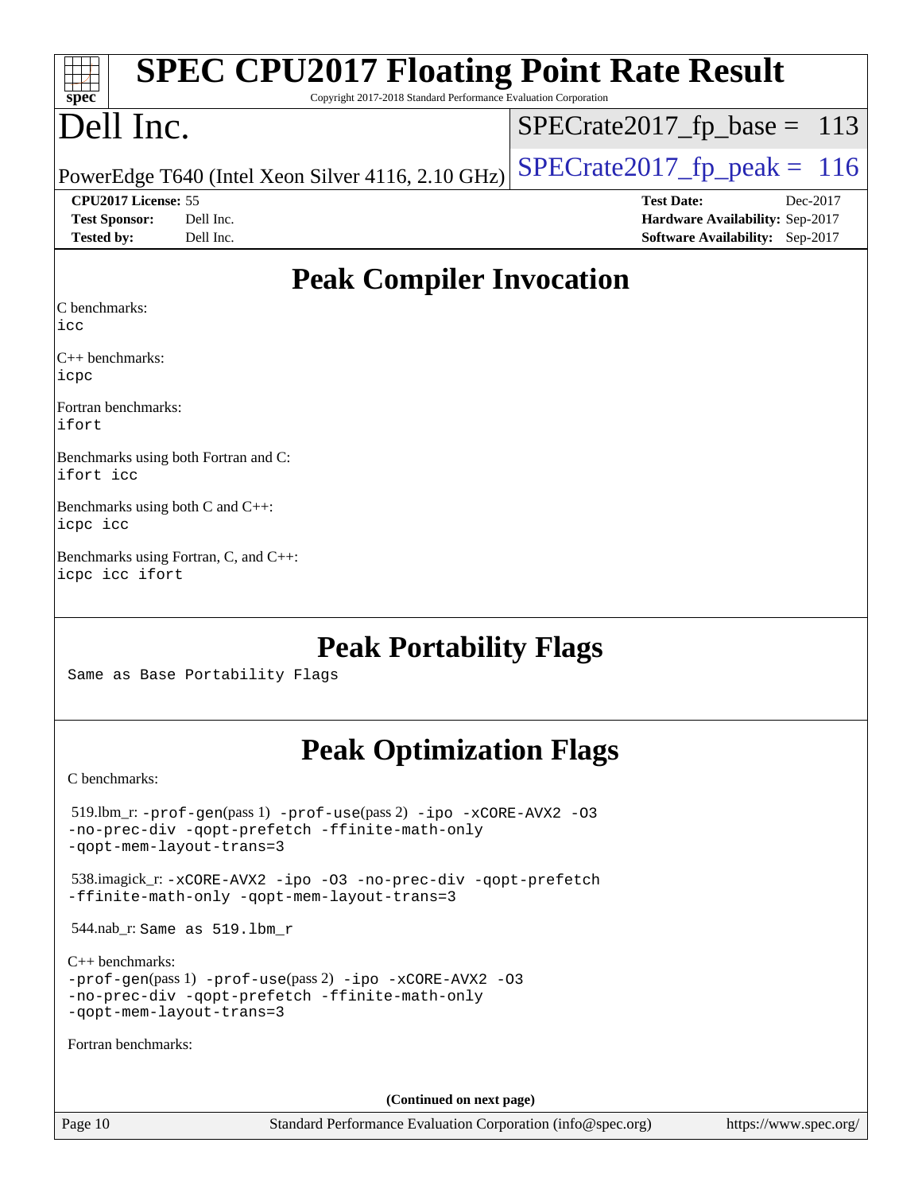# Peak Compiler Invocation

C benchmarks:
icc

C++ benchmarks:
icpc

Fortran benchmarks:
ifort

Benchmarks using both Fortran and C:
ifort icc

Benchmarks using both C and C++:
icpc icc

Benchmarks using Fortran, C, and C++:
icpc icc ifort

# Peak Portability Flags

Same as Base Portability Flags

# Peak Optimization Flags

C benchmarks:

519.lbm_r: -prof-gen(pass 1) -prof-use(pass 2) -ipo -xCORE-AVX2 -O3 -no-prec-div -qopt-prefetch -ffinite-math-only -qopt-mem-layout-trans=3

538.imagick_r: -xCORE-AVX2 -ipo -O3 -no-prec-div -qopt-prefetch -ffinite-math-only -qopt-mem-layout-trans=3

544.nab_r: Same as 519.lbm_r

C++ benchmarks:
-prof-gen(pass 1) -prof-use(pass 2) -ipo -xCORE-AVX2 -O3 -no-prec-div -qopt-prefetch -ffinite-math-only -qopt-mem-layout-trans=3

Fortran benchmarks:

(Continued on next page)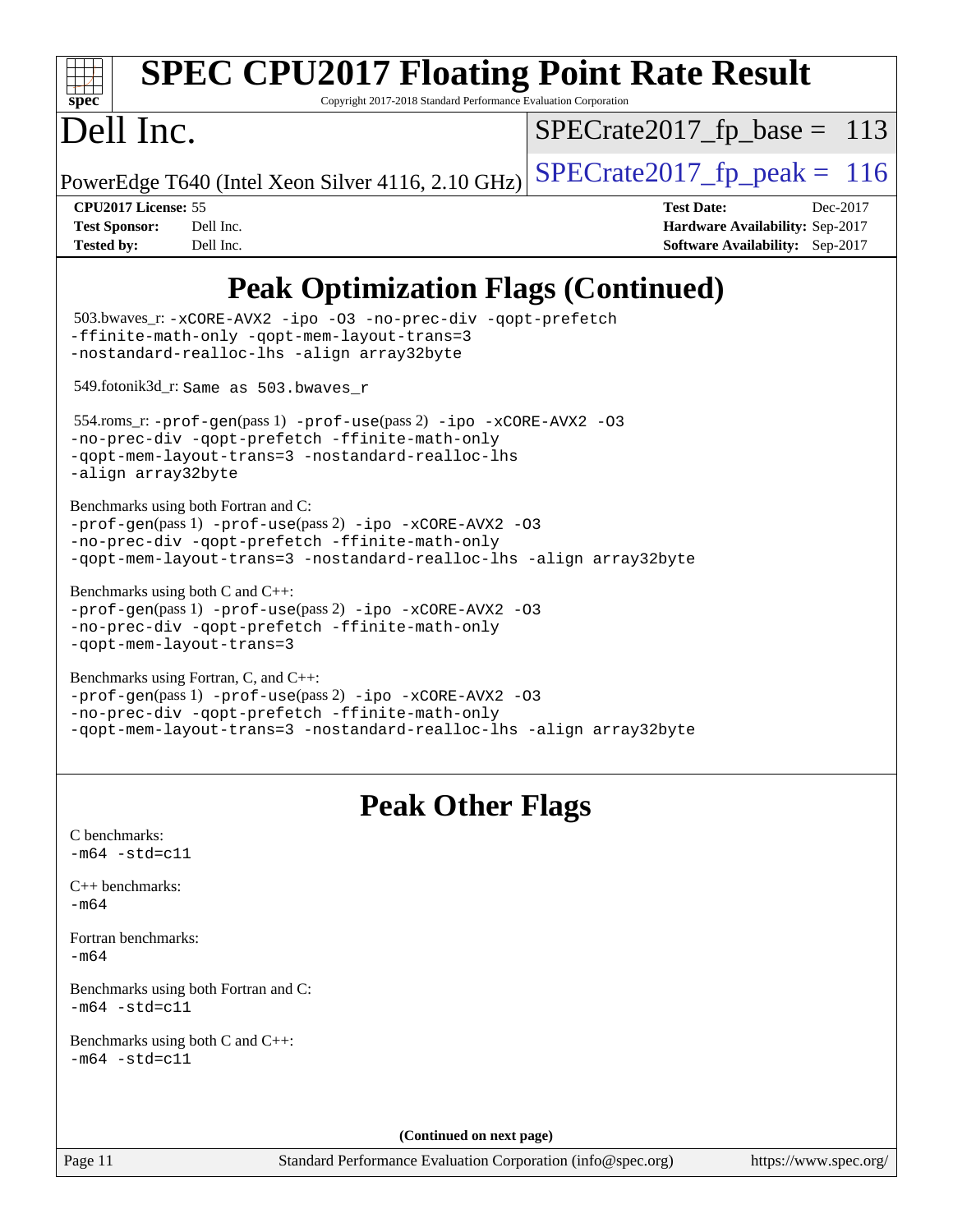# SPEC CPU2017 Floating Point Rate Result

Copyright 2017-2018 Standard Performance Evaluation Corporation

# Dell Inc.

PowerEdge T640 (Intel Xeon Silver 4116, 2.10 GHz)

SPECrate2017_fp_base = 113

SPECrate2017_fp_peak = 116

**CPU2017 License:** 55
**Test Sponsor:** Dell Inc.
**Tested by:** Dell Inc.

**Test Date:** Dec-2017
**Hardware Availability:** Sep-2017
**Software Availability:** Sep-2017

## Peak Optimization Flags (Continued)

503.bwaves_r: `-xCORE-AVX2 -ipo -O3 -no-prec-div -qopt-prefetch -ffinite-math-only -qopt-mem-layout-trans=3 -nostandard-realloc-lhs -align array32byte`

549.fotonik3d_r: `Same as 503.bwaves_r`

554.roms_r: `-prof-gen`(pass 1) `-prof-use`(pass 2) `-ipo -xCORE-AVX2 -O3 -no-prec-div -qopt-prefetch -ffinite-math-only -qopt-mem-layout-trans=3 -nostandard-realloc-lhs -align array32byte`

Benchmarks using both Fortran and C:
`-prof-gen`(pass 1) `-prof-use`(pass 2) `-ipo -xCORE-AVX2 -O3 -no-prec-div -qopt-prefetch -ffinite-math-only -qopt-mem-layout-trans=3 -nostandard-realloc-lhs -align array32byte`

Benchmarks using both C and C++:
`-prof-gen`(pass 1) `-prof-use`(pass 2) `-ipo -xCORE-AVX2 -O3 -no-prec-div -qopt-prefetch -ffinite-math-only -qopt-mem-layout-trans=3`

Benchmarks using Fortran, C, and C++:
`-prof-gen`(pass 1) `-prof-use`(pass 2) `-ipo -xCORE-AVX2 -O3 -no-prec-div -qopt-prefetch -ffinite-math-only -qopt-mem-layout-trans=3 -nostandard-realloc-lhs -align array32byte`

## Peak Other Flags

C benchmarks:
`-m64 -std=c11`

C++ benchmarks:
`-m64`

Fortran benchmarks:
`-m64`

Benchmarks using both Fortran and C:
`-m64 -std=c11`

Benchmarks using both C and C++:
`-m64 -std=c11`

**(Continued on next page)**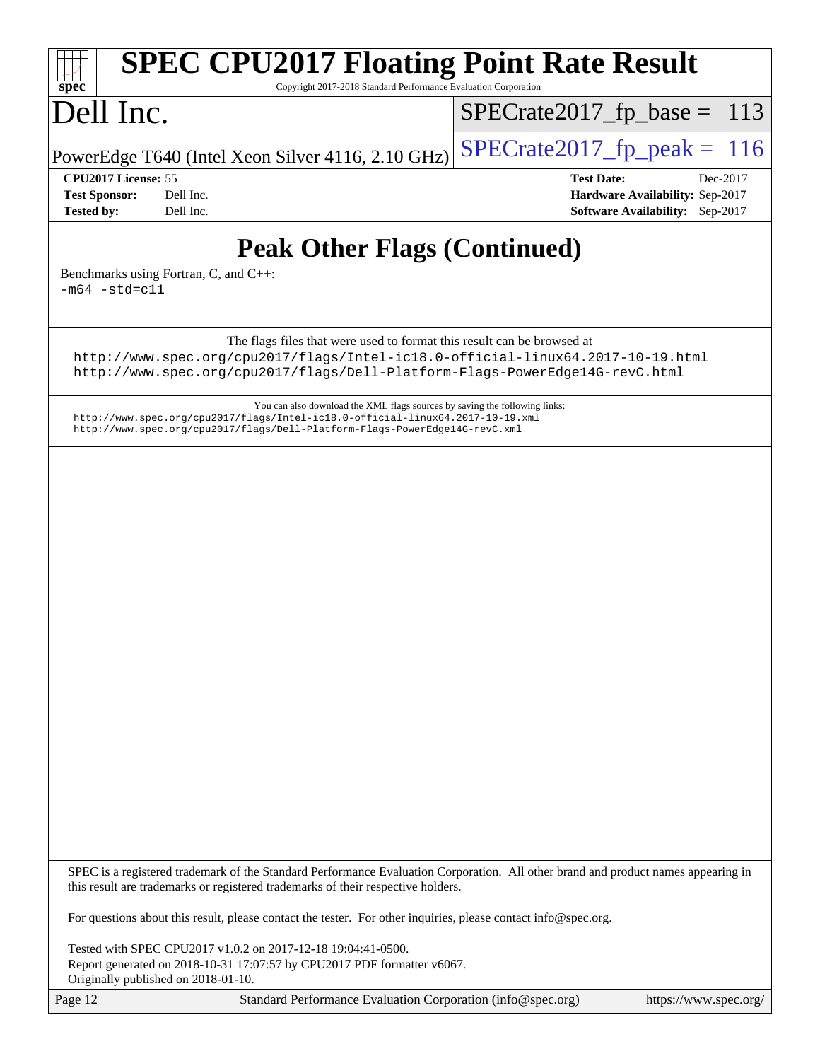# Peak Other Flags (Continued)

Benchmarks using Fortran, C, and C++:
-m64 -std=c11

The flags files that were used to format this result can be browsed at
http://www.spec.org/cpu2017/flags/Intel-ic18.0-official-linux64.2017-10-19.html
http://www.spec.org/cpu2017/flags/Dell-Platform-Flags-PowerEdge14G-revC.html

You can also download the XML flags sources by saving the following links:
http://www.spec.org/cpu2017/flags/Intel-ic18.0-official-linux64.2017-10-19.xml
http://www.spec.org/cpu2017/flags/Dell-Platform-Flags-PowerEdge14G-revC.xml

SPEC is a registered trademark of the Standard Performance Evaluation Corporation. All other brand and product names appearing in this result are trademarks or registered trademarks of their respective holders.

For questions about this result, please contact the tester. For other inquiries, please contact info@spec.org.

Tested with SPEC CPU2017 v1.0.2 on 2017-12-18 19:04:41-0500.
Report generated on 2018-10-31 17:07:57 by CPU2017 PDF formatter v6067.
Originally published on 2018-01-10.